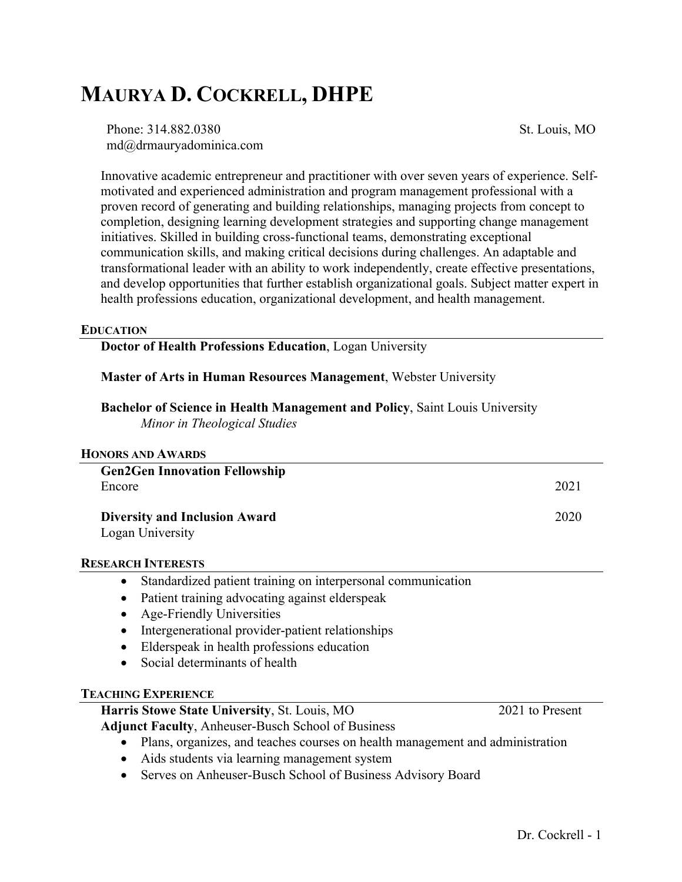# MAURYA D. COCKRELL, DHPE

Phone: 314.882.0380
md@drmauryadominica.com

St. Louis, MO

Innovative academic entrepreneur and practitioner with over seven years of experience. Self-motivated and experienced administration and program management professional with a proven record of generating and building relationships, managing projects from concept to completion, designing learning development strategies and supporting change management initiatives. Skilled in building cross-functional teams, demonstrating exceptional communication skills, and making critical decisions during challenges. An adaptable and transformational leader with an ability to work independently, create effective presentations, and develop opportunities that further establish organizational goals. Subject matter expert in health professions education, organizational development, and health management.

## EDUCATION

**Doctor of Health Professions Education**, Logan University

**Master of Arts in Human Resources Management**, Webster University

**Bachelor of Science in Health Management and Policy**, Saint Louis University
*Minor in Theological Studies*

## HONORS AND AWARDS

**Gen2Gen Innovation Fellowship**
Encore — 2021

**Diversity and Inclusion Award** — 2020
Logan University

## RESEARCH INTERESTS

- Standardized patient training on interpersonal communication
- Patient training advocating against elderspeak
- Age-Friendly Universities
- Intergenerational provider-patient relationships
- Elderspeak in health professions education
- Social determinants of health

## TEACHING EXPERIENCE

**Harris Stowe State University**, St. Louis, MO — 2021 to Present
**Adjunct Faculty**, Anheuser-Busch School of Business

- Plans, organizes, and teaches courses on health management and administration
- Aids students via learning management system
- Serves on Anheuser-Busch School of Business Advisory Board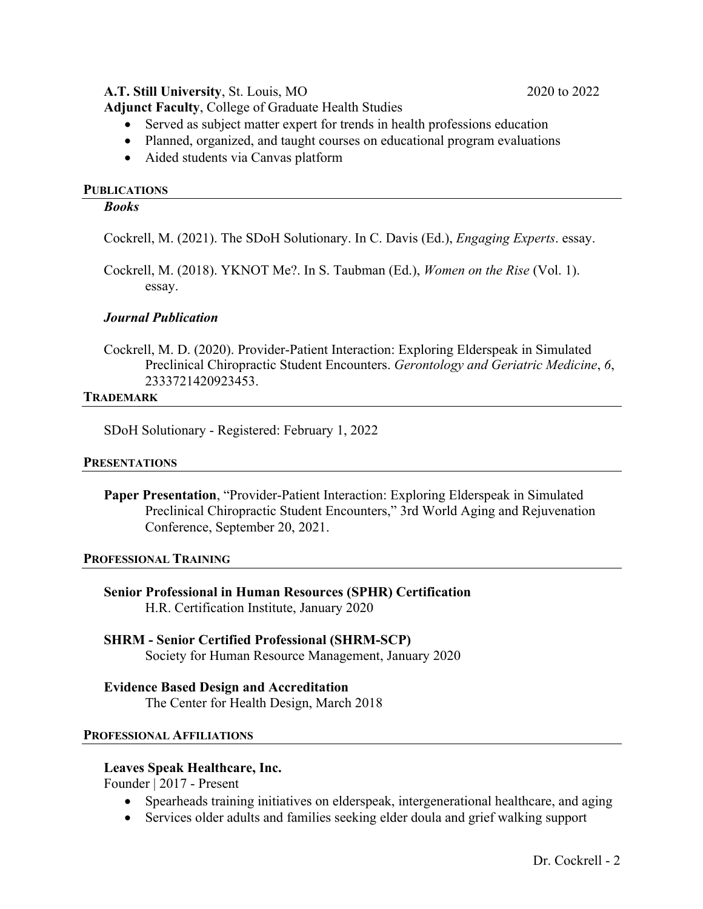**A.T. Still University**, St. Louis, MO 2020 to 2022
**Adjunct Faculty**, College of Graduate Health Studies

- Served as subject matter expert for trends in health professions education
- Planned, organized, and taught courses on educational program evaluations
- Aided students via Canvas platform

## PUBLICATIONS

### *Books*

Cockrell, M. (2021). The SDoH Solutionary. In C. Davis (Ed.), *Engaging Experts*. essay.

Cockrell, M. (2018). YKNOT Me?. In S. Taubman (Ed.), *Women on the Rise* (Vol. 1). essay.

### *Journal Publication*

Cockrell, M. D. (2020). Provider-Patient Interaction: Exploring Elderspeak in Simulated Preclinical Chiropractic Student Encounters. *Gerontology and Geriatric Medicine*, *6*, 2333721420923453.

## TRADEMARK

SDoH Solutionary - Registered: February 1, 2022

## PRESENTATIONS

**Paper Presentation**, "Provider-Patient Interaction: Exploring Elderspeak in Simulated Preclinical Chiropractic Student Encounters," 3rd World Aging and Rejuvenation Conference, September 20, 2021.

## PROFESSIONAL TRAINING

**Senior Professional in Human Resources (SPHR) Certification**
H.R. Certification Institute, January 2020

**SHRM - Senior Certified Professional (SHRM-SCP)**
Society for Human Resource Management, January 2020

**Evidence Based Design and Accreditation**
The Center for Health Design, March 2018

## PROFESSIONAL AFFILIATIONS

**Leaves Speak Healthcare, Inc.**
Founder | 2017 - Present

- Spearheads training initiatives on elderspeak, intergenerational healthcare, and aging
- Services older adults and families seeking elder doula and grief walking support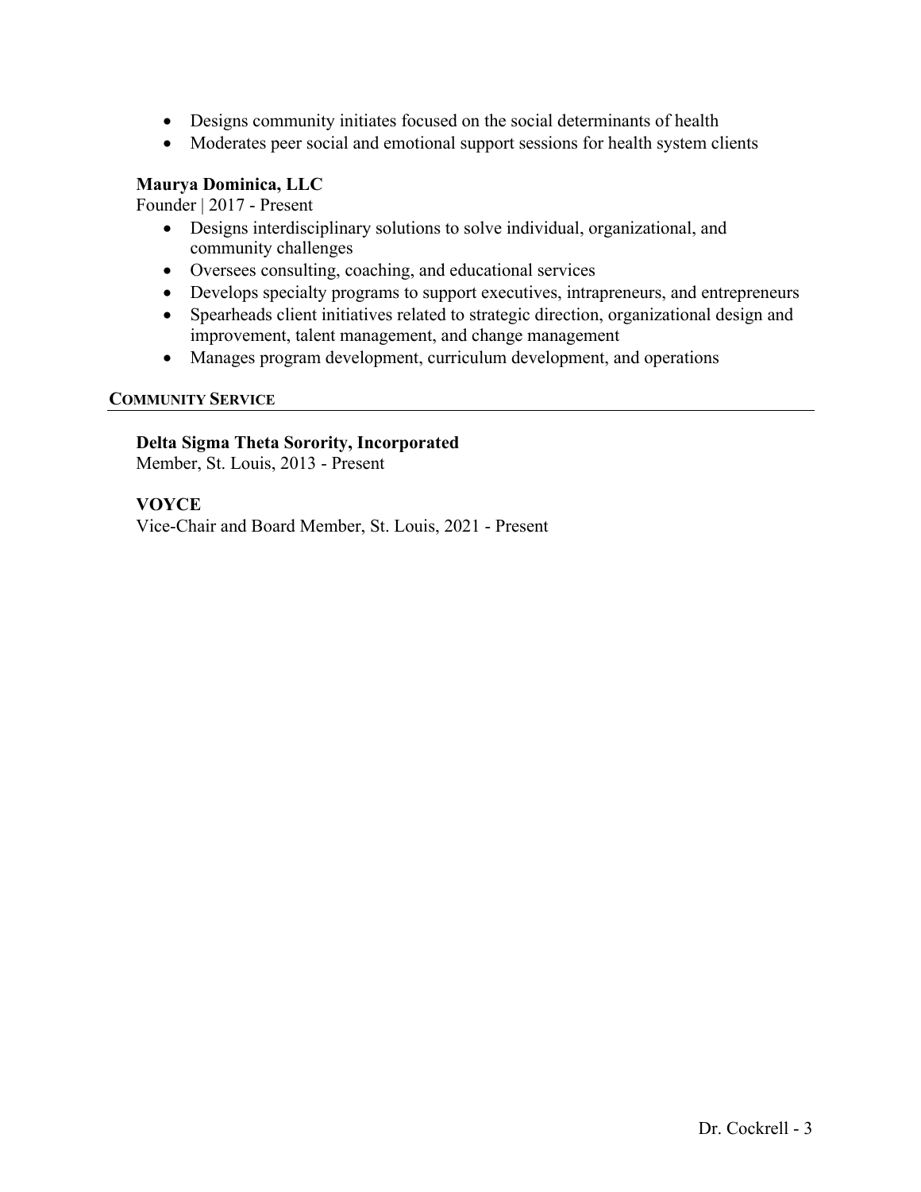- Designs community initiates focused on the social determinants of health
- Moderates peer social and emotional support sessions for health system clients

**Maurya Dominica, LLC**
Founder | 2017 - Present

- Designs interdisciplinary solutions to solve individual, organizational, and community challenges
- Oversees consulting, coaching, and educational services
- Develops specialty programs to support executives, intrapreneurs, and entrepreneurs
- Spearheads client initiatives related to strategic direction, organizational design and improvement, talent management, and change management
- Manages program development, curriculum development, and operations

## COMMUNITY SERVICE

**Delta Sigma Theta Sorority, Incorporated**
Member, St. Louis, 2013 - Present

**VOYCE**
Vice-Chair and Board Member, St. Louis, 2021 - Present